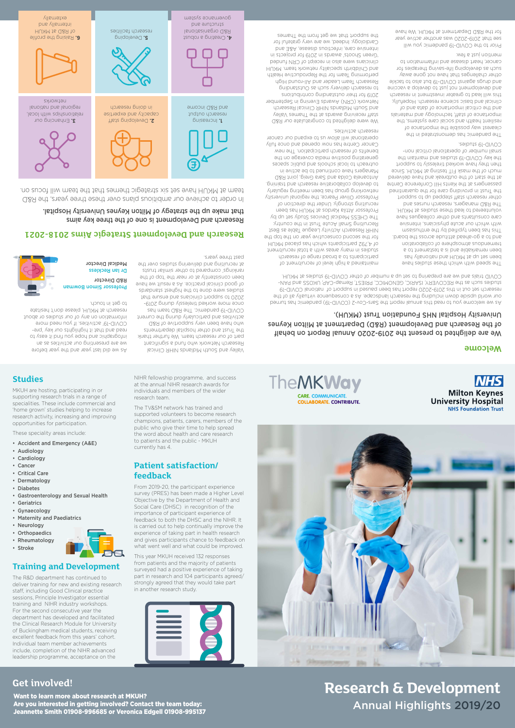# Research & Development

## Annual Highlights 2019/20

Milton Keynes University Hospital
NHS Foundation Trust

TheMKWay
CARE. COMMUNICATE. COLLABORATE. CONTRIBUTE.

## Welcome

**We are delighted to present the 2019-2020 Annual Report on behalf of the Research and Development (R&D) Department at Milton Keynes University Hospital NHS Foundation Trust (MKUH).**

As we welcome you to read this annual report the Sars-Cov-2 (COVID-19) pandemic has turned our world upside down including the research landscape. As a consequence virtually all of the research set out in this 2019-2020 report has been paused in support of national COVID-19 studies such as the RECOVERY, ISARIC, GENOMICC, PRIEST, Remap-CAP, UKOSS and PAN-COVID trials and we are preparing to set up a number of other COVID-19 studies at MKUH.

The speed with which these studies have been set up at MKUH and nationally has been remarkable and is a testament to a tremendous atmosphere of collaboration and to a go-ahead attitude across the board. This has been typified by the enthusiasm with which our acute physicians, intensive care consultants and other colleagues have volunteered to lead these studies at MKUH. The R&D managers, research nurses and other research staff stepped up to support the Trust in providing care for the quarantined passengers at the start of the outbreak and have delivered much of the mask FIT testing at MKUH. Since then they have worked tirelessly to support the key COVID-19 studies and maintain the small number of operational critical non-COVID-19 studies.

The pandemic has demonstrated in the clearest way possible the importance of resilient health and social care systems, the importance of staff, technology and materials and the critical importance of data and of clinical and basic science research. Hopefully, this will lead to greater investment in research and development not just to develop a vaccine and drugs against COVID-19 but also to tackle other challenges that have not gone away such as developing life-saving therapies for cancer, heart disease and inflammation to mention just a few.

Prior to the COVID-19 pandemic you will see that 2019-2020 was another active year for the R&D Department at MKUH. We have maintained a high level of recruitment of participants to a broad range of research studies in many areas with a total recruitment of 4,792 participants which has placed MKUH for the second consecutive year on the top the NIHR Research Activity League Table as Best Recruiting Small Acute Trust in the country. The CHESS Medical Devices Study set up by Professor Attila Kardos at MKUH has been recruiting strongly. Under the direction of Professor Oliver Pearce, the regional university networking group has been meeting regularly to develop collaborative research and training. Antoanela Colda and Sara Greig, joint R&D Managers have continued to be active in outreach to local schools and public spaces generating positive media coverage on the benefits of research participation. The new Cancer Centre has now opened and once fully operational will allow us to expand our cancer research activities.

We were delighted to congratulate our R&D staff receiving awards at the Thames Valley and South Midlands NIHR Clinical Research Network (CRN) Awards Evening in September 2019 for their outstanding contributions to research delivery such as Outstanding Research Team Leader and All-round High performing Team for the Reproductive Health and Childbirth specialty network team. MKUH clinicians were also in receipt of CRN funded 'Green Shoots' awards in 2019 for projects in intensive care, infectious disease, A&E and Cardiology. Indeed, we are very grateful for the support that we get from the Thames Valley and South Midlands NIHR Clinical Research Network who fund a significant part of our research team. We further thank the Trust and other hospital departments who have been very supportive of R&D activities and particularly during the current COVID-19 pandemic. The R&D team has once more worked tirelessly during 2019-2020 to support clinicians and ensure that studies were done to the highest standards of good clinical practice. As a result we have been consistently at or near the top of the rankings compared to other similar trusts at recruiting and delivering studies over the past three years.

As we did last year and the year before we are presenting our activities as an infographic and hope you find it easy to read and that it highlights our key, pre-COVID-19 activities. If you need more information on any of our studies or about research at MKUH, please don't hesitate to get in touch.

**Professor Simon Bowman**
R&D Director

**Dr Ian Reckless**
Medical Director

## Research and Development Strategic Aims 2018-2021

**Research and Development is one of the three key aims that make up the strategy of Milton Keynes University Hospital.**

In order to achieve our ambitious plans over these three years, the R&D team at MKUH have set six strategic themes that the team will focus on.

1. Increasing research output and R&D income
2. Developing staff capacity and expertise in doing research
3. Enhancing our relationships with local, regional and national networks
4. Creating a robust R&D organisational structure and governance system
5. Developing research facilities
6. Raising the profile of R&D at MKUH internally and externally

## Studies

MKUH are hosting, participating in or supporting research trials in a range of specialities. These include commercial and 'home grown' studies helping to increase research activity, increasing and improving opportunities for participation.

These speciality areas include:

- Accident and Emergency (A&E)
- Audiology
- Cardiology
- Cancer
- Critical Care
- Dermatology
- Diabetes
- Gastroenterology and Sexual Health
- Geriatrics
- Gynaecology
- Maternity and Paediatrics
- Neurology
- Orthopaedics
- Rheumatology
- Stroke

## Training and Development

The R&D department has continued to deliver training for new and existing research staff, including Good Clinical practice sessions, Principle Investigator essential training and NIHR industry workshops. For the second consecutive year the department has developed and facilitated the Clinical Research Module for University of Buckingham medical students, receiving excellent feedback from this years' cohort. Individual team member achievements include, completion of the NIHR advanced leadership programme, acceptance on the NIHR fellowship programme, and success at the annual NIHR research awards for individuals and members of the wider research team.

The TV&SM network has trained and supported volunteers to become research champions, patients, carers, members of the public who give their time to help spread the word about health and care research to patients and the public - MKUH currently has 4.

## Patient satisfaction/ feedback

From 2019-20, the participant experience survey (PRES) has been made a Higher Level Objective by the Department of Health and Social Care (DHSC) in recognition of the importance of participant experience of feedback to both the DHSC and the NIHR. It is carried out to help continually improve the experience of taking part in health research and gives participants chance to feedback on what went well and what could be improved.

This year MKUH received 132 responses from patients and the majority of patients surveyed had a positive experience of taking part in research and 104 participants agreed/ strongly agreed that they would take part in another research study.

## Get involved!

**Want to learn more about research at MKUH?**
**Are you interested in getting involved? Contact the team today:**
**Jeannette Smith 01908-996685 or Veronica Edgell 01908-995137**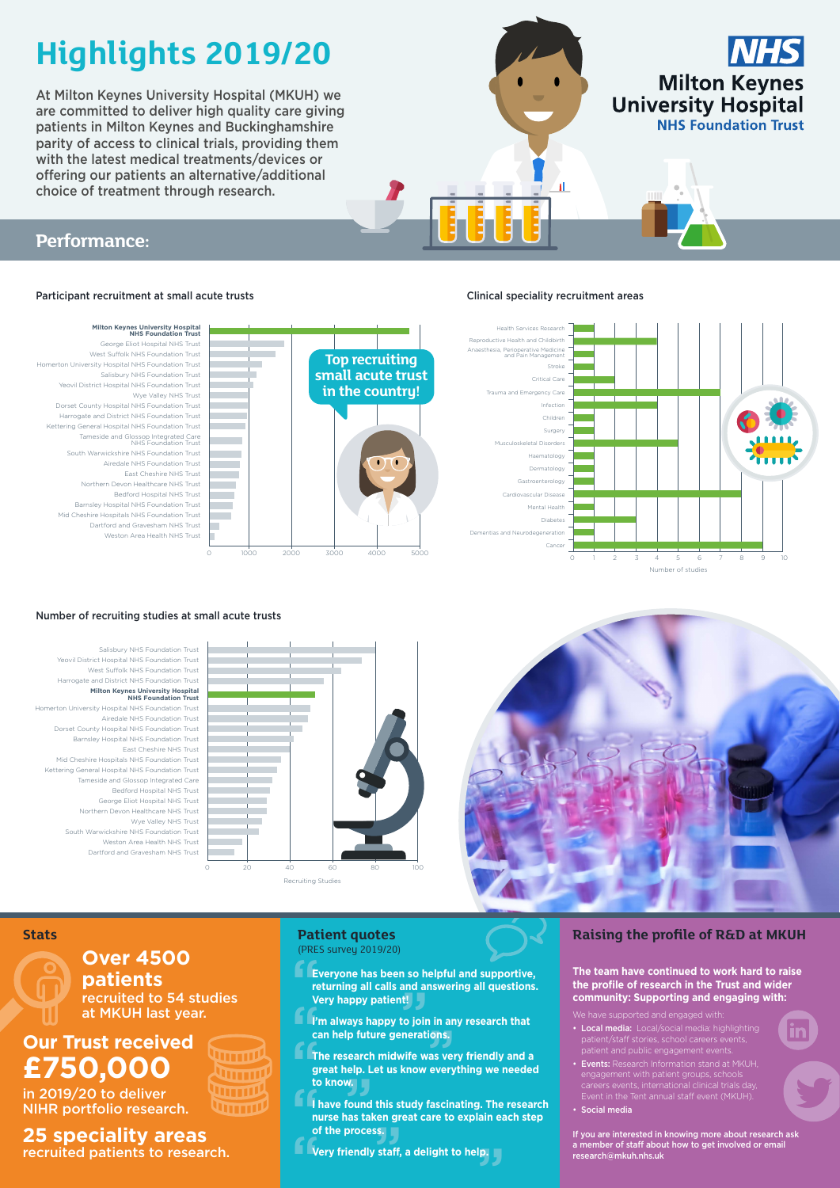# Highlights 2019/20

At Milton Keynes University Hospital (MKUH) we are committed to deliver high quality care giving patients in Milton Keynes and Buckinghamshire parity of access to clinical trials, providing them with the latest medical treatments/devices or offering our patients an alternative/additional choice of treatment through research.

**NHS**
**Milton Keynes University Hospital**
**NHS Foundation Trust**

## Performance:

### Participant recruitment at small acute trusts

Milton Keynes University Hospital NHS Foundation Trust
George Eliot Hospital NHS Trust
West Suffolk NHS Foundation Trust
Homerton University Hospital NHS Foundation Trust
Salisbury NHS Foundation Trust
Yeovil District Hospital NHS Foundation Trust
Wye Valley NHS Trust
Dorset County Hospital NHS Foundation Trust
Harrogate and District NHS Foundation Trust
Kettering General Hospital NHS Foundation Trust
Tameside and Glossop Integrated Care NHS Foundation Trust
South Warwickshire NHS Foundation Trust
Airedale NHS Foundation Trust
East Cheshire NHS Trust
Northern Devon Healthcare NHS Trust
Bedford Hospital NHS Trust
Barnsley Hospital NHS Foundation Trust
Mid Cheshire Hospitals NHS Foundation Trust
Dartford and Gravesham NHS Trust
Weston Area Health NHS Trust

0 1000 2000 3000 4000 5000

Top recruiting small acute trust in the country!

### Clinical speciality recruitment areas

Health Services Research
Reproductive Health and Childbirth
Anaesthesia, Perioperative Medicine and Pain Management
Stroke
Critical Care
Trauma and Emergency Care
Infection
Children
Surgery
Musculoskeletal Disorders
Haematology
Dermatology
Gastroenterology
Cardiovascular Disease
Mental Health
Diabetes
Dementias and Neurodegeneration
Cancer

0 1 2 3 4 5 6 7 8 9 10

Number of studies

### Number of recruiting studies at small acute trusts

Salisbury NHS Foundation Trust
Yeovil District Hospital NHS Foundation Trust
West Suffolk NHS Foundation Trust
Harrogate and District NHS Foundation Trust
Milton Keynes University Hospital NHS Foundation Trust
Homerton University Hospital NHS Foundation Trust
Airedale NHS Foundation Trust
Dorset County Hospital NHS Foundation Trust
Barnsley Hospital NHS Foundation Trust
East Cheshire NHS Trust
Mid Cheshire Hospitals NHS Foundation Trust
Kettering General Hospital NHS Foundation Trust
Tameside and Glossop Integrated Care
Bedford Hospital NHS Trust
George Eliot Hospital NHS Trust
Northern Devon Healthcare NHS Trust
Wye Valley NHS Trust
South Warwickshire NHS Foundation Trust
Weston Area Health NHS Trust
Dartford and Gravesham NHS Trust

0 20 40 60 80 100

Recruiting Studies

## Stats

**Over 4500 patients** recruited to 54 studies at MKUH last year.

**Our Trust received £750,000** in 2019/20 to deliver NIHR portfolio research.

**25 speciality areas** recruited patients to research.

## Patient quotes

(PRES survey 2019/20)

**"Everyone has been so helpful and supportive, returning all calls and answering all questions. Very happy patient!"**

**"I'm always happy to join in any research that can help future generations."**

**"The research midwife was very friendly and a great help. Let us know everything we needed to know."**

**"I have found this study fascinating. The research nurse has taken great care to explain each step of the process."**

**"Very friendly staff, a delight to help."**

## Raising the profile of R&D at MKUH

**The team have continued to work hard to raise the profile of research in the Trust and wider community: Supporting and engaging with:**

We have supported and engaged with:

- **Local media:** Local/social media: highlighting patient/staff stories, school careers events, patient and public engagement events.
- **Events:** Research Information stand at MKUH, engagement with patient groups, schools careers events, international clinical trials day, Event in the Tent annual staff event (MKUH).
- **Social media**

**If you are interested in knowing more about research ask a member of staff about how to get involved or email research@mkuh.nhs.uk**